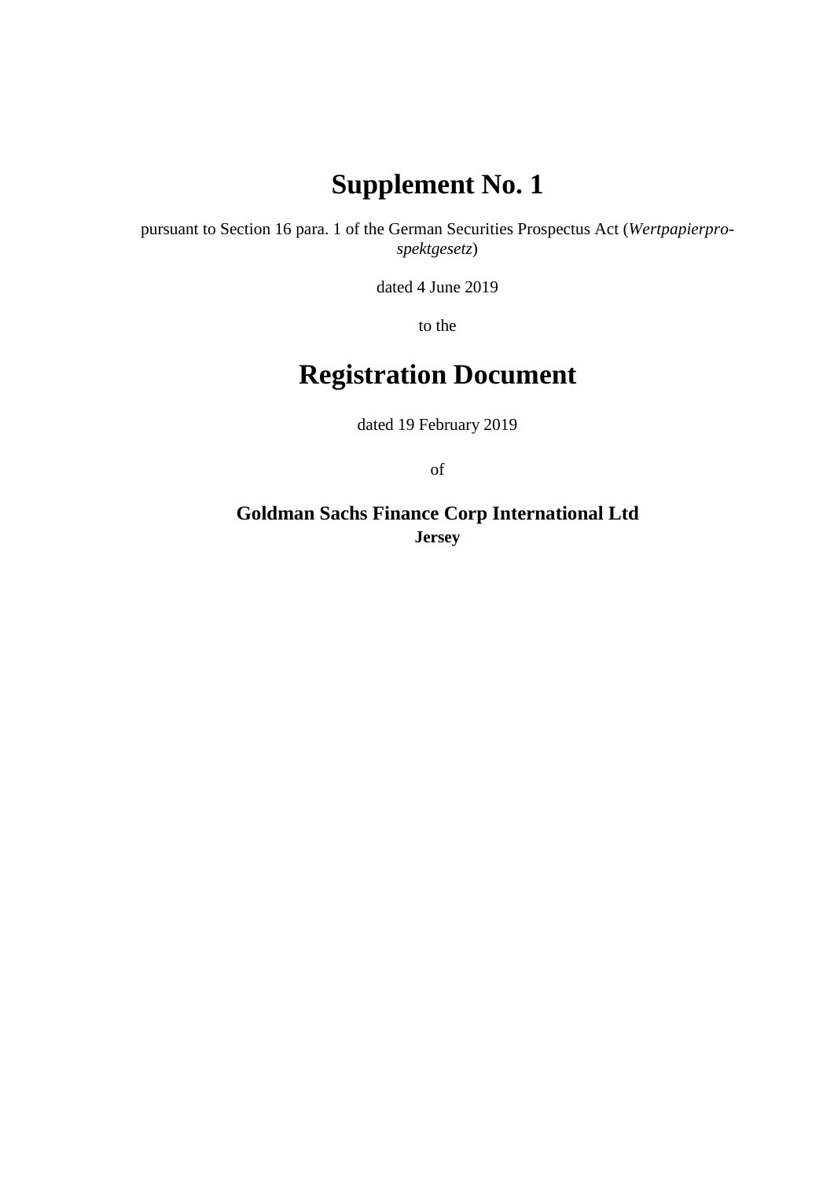# Supplement No. 1

pursuant to Section 16 para. 1 of the German Securities Prospectus Act (*Wertpapierprospektgesetz*)

dated 4 June 2019

to the

# Registration Document

dated 19 February 2019

of

**Goldman Sachs Finance Corp International Ltd**
**Jersey**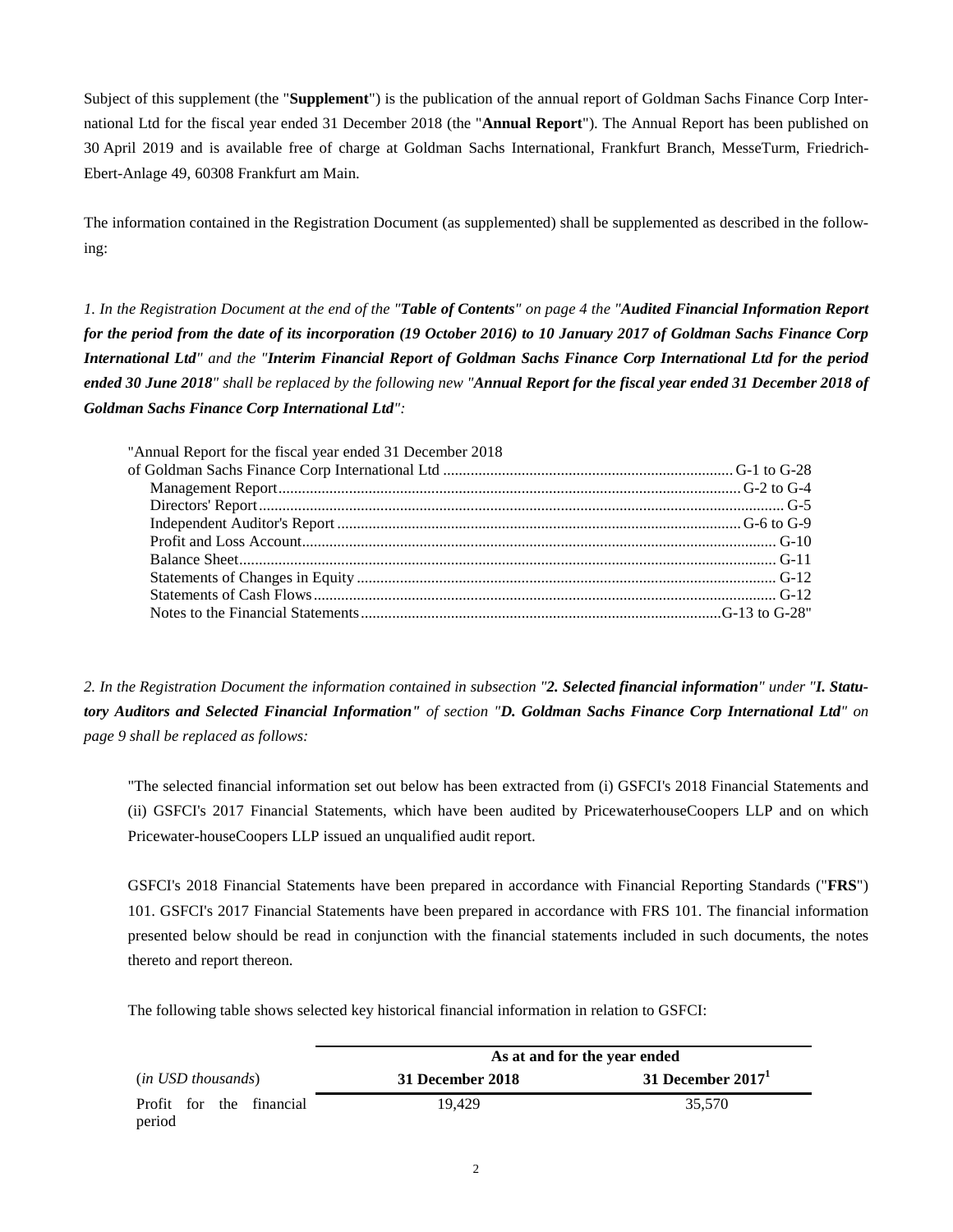Subject of this supplement (the "**Supplement**") is the publication of the annual report of Goldman Sachs Finance Corp International Ltd for the fiscal year ended 31 December 2018 (the "**Annual Report**"). The Annual Report has been published on 30 April 2019 and is available free of charge at Goldman Sachs International, Frankfurt Branch, MesseTurm, Friedrich-Ebert-Anlage 49, 60308 Frankfurt am Main.

The information contained in the Registration Document (as supplemented) shall be supplemented as described in the following:

*1. In the Registration Document at the end of the "**Table of Contents**" on page 4 the "**Audited Financial Information Report for the period from the date of its incorporation (19 October 2016) to 10 January 2017 of Goldman Sachs Finance Corp International Ltd**" and the "**Interim Financial Report of Goldman Sachs Finance Corp International Ltd for the period ended 30 June 2018**" shall be replaced by the following new "**Annual Report for the fiscal year ended 31 December 2018 of Goldman Sachs Finance Corp International Ltd**":*

| | |
|---|---|
| "Annual Report for the fiscal year ended 31 December 2018 of Goldman Sachs Finance Corp International Ltd | G-1 to G-28 |
| Management Report | G-2 to G-4 |
| Directors' Report | G-5 |
| Independent Auditor's Report | G-6 to G-9 |
| Profit and Loss Account | G-10 |
| Balance Sheet | G-11 |
| Statements of Changes in Equity | G-12 |
| Statements of Cash Flows | G-12 |
| Notes to the Financial Statements | G-13 to G-28" |

*2. In the Registration Document the information contained in subsection "**2. Selected financial information**" under "**I. Statutory Auditors and Selected Financial Information"** of section "**D. Goldman Sachs Finance Corp International Ltd**" on page 9 shall be replaced as follows:*

"The selected financial information set out below has been extracted from (i) GSFCI's 2018 Financial Statements and (ii) GSFCI's 2017 Financial Statements, which have been audited by PricewaterhouseCoopers LLP and on which Pricewater-houseCoopers LLP issued an unqualified audit report.

GSFCI's 2018 Financial Statements have been prepared in accordance with Financial Reporting Standards ("**FRS**") 101. GSFCI's 2017 Financial Statements have been prepared in accordance with FRS 101. The financial information presented below should be read in conjunction with the financial statements included in such documents, the notes thereto and report thereon.

The following table shows selected key historical financial information in relation to GSFCI:

| | **As at and for the year ended** | |
|---|---|---|
| (*in USD thousands*) | **31 December 2018** | **31 December 2017**[1] |
| Profit for the financial period | 19,429 | 35,570 |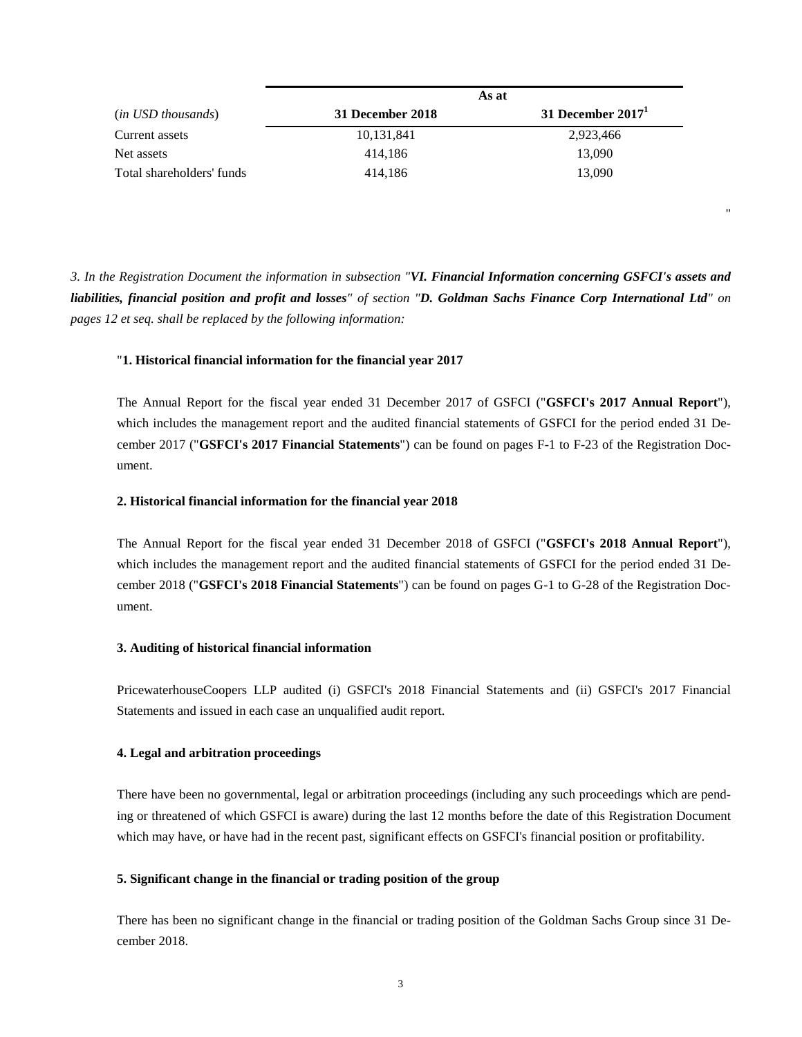| (*in USD thousands*) | As at **31 December 2018** | **31 December 2017**[1] |
|---|---|---|
| Current assets | 10,131,841 | 2,923,466 |
| Net assets | 414,186 | 13,090 |
| Total shareholders' funds | 414,186 | 13,090 |

"

*3. In the Registration Document the information in subsection "**VI. Financial Information concerning GSFCI's assets and liabilities, financial position and profit and losses**" of section "**D. Goldman Sachs Finance Corp International Ltd**" on pages 12 et seq. shall be replaced by the following information:*

"**1. Historical financial information for the financial year 2017**

The Annual Report for the fiscal year ended 31 December 2017 of GSFCI ("**GSFCI's 2017 Annual Report**"), which includes the management report and the audited financial statements of GSFCI for the period ended 31 December 2017 ("**GSFCI's 2017 Financial Statements**") can be found on pages F-1 to F-23 of the Registration Document.

**2. Historical financial information for the financial year 2018**

The Annual Report for the fiscal year ended 31 December 2018 of GSFCI ("**GSFCI's 2018 Annual Report**"), which includes the management report and the audited financial statements of GSFCI for the period ended 31 December 2018 ("**GSFCI's 2018 Financial Statements**") can be found on pages G-1 to G-28 of the Registration Document.

**3. Auditing of historical financial information**

PricewaterhouseCoopers LLP audited (i) GSFCI's 2018 Financial Statements and (ii) GSFCI's 2017 Financial Statements and issued in each case an unqualified audit report.

**4. Legal and arbitration proceedings**

There have been no governmental, legal or arbitration proceedings (including any such proceedings which are pending or threatened of which GSFCI is aware) during the last 12 months before the date of this Registration Document which may have, or have had in the recent past, significant effects on GSFCI's financial position or profitability.

**5. Significant change in the financial or trading position of the group**

There has been no significant change in the financial or trading position of the Goldman Sachs Group since 31 December 2018.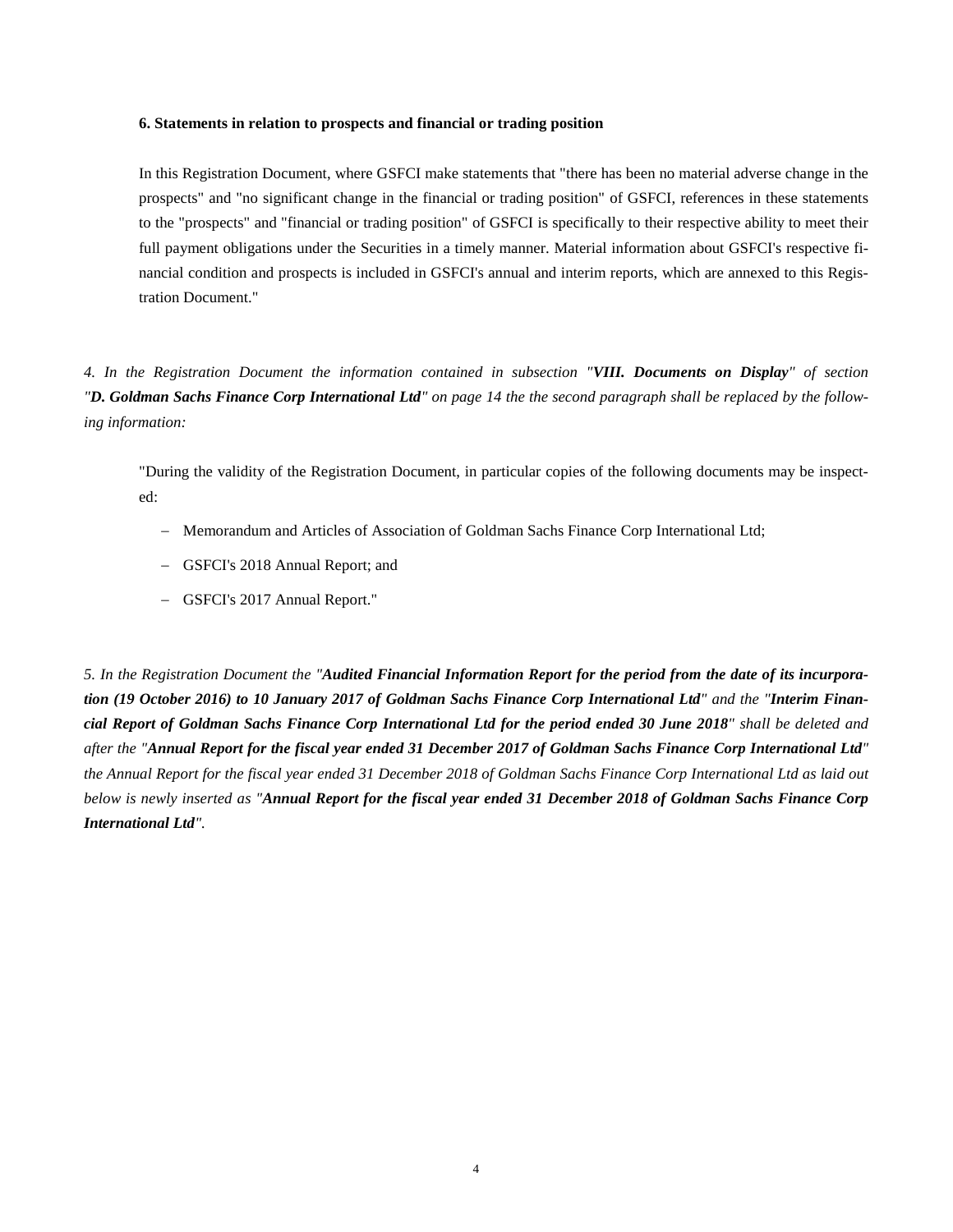**6. Statements in relation to prospects and financial or trading position**

> In this Registration Document, where GSFCI make statements that "there has been no material adverse change in the prospects" and "no significant change in the financial or trading position" of GSFCI, references in these statements to the "prospects" and "financial or trading position" of GSFCI is specifically to their respective ability to meet their full payment obligations under the Securities in a timely manner. Material information about GSFCI's respective financial condition and prospects is included in GSFCI's annual and interim reports, which are annexed to this Registration Document."

*4. In the Registration Document the information contained in subsection "**VIII. Documents on Display**" of section "**D. Goldman Sachs Finance Corp International Ltd**" on page 14 the the second paragraph shall be replaced by the following information:*

> "During the validity of the Registration Document, in particular copies of the following documents may be inspected:
>
> - Memorandum and Articles of Association of Goldman Sachs Finance Corp International Ltd;
> - GSFCI's 2018 Annual Report; and
> - GSFCI's 2017 Annual Report."

*5. In the Registration Document the "**Audited Financial Information Report for the period from the date of its incurporation (19 October 2016) to 10 January 2017 of Goldman Sachs Finance Corp International Ltd**" and the "**Interim Financial Report of Goldman Sachs Finance Corp International Ltd for the period ended 30 June 2018**" shall be deleted and after the "**Annual Report for the fiscal year ended 31 December 2017 of Goldman Sachs Finance Corp International Ltd**" the Annual Report for the fiscal year ended 31 December 2018 of Goldman Sachs Finance Corp International Ltd as laid out below is newly inserted as "**Annual Report for the fiscal year ended 31 December 2018 of Goldman Sachs Finance Corp International Ltd**".*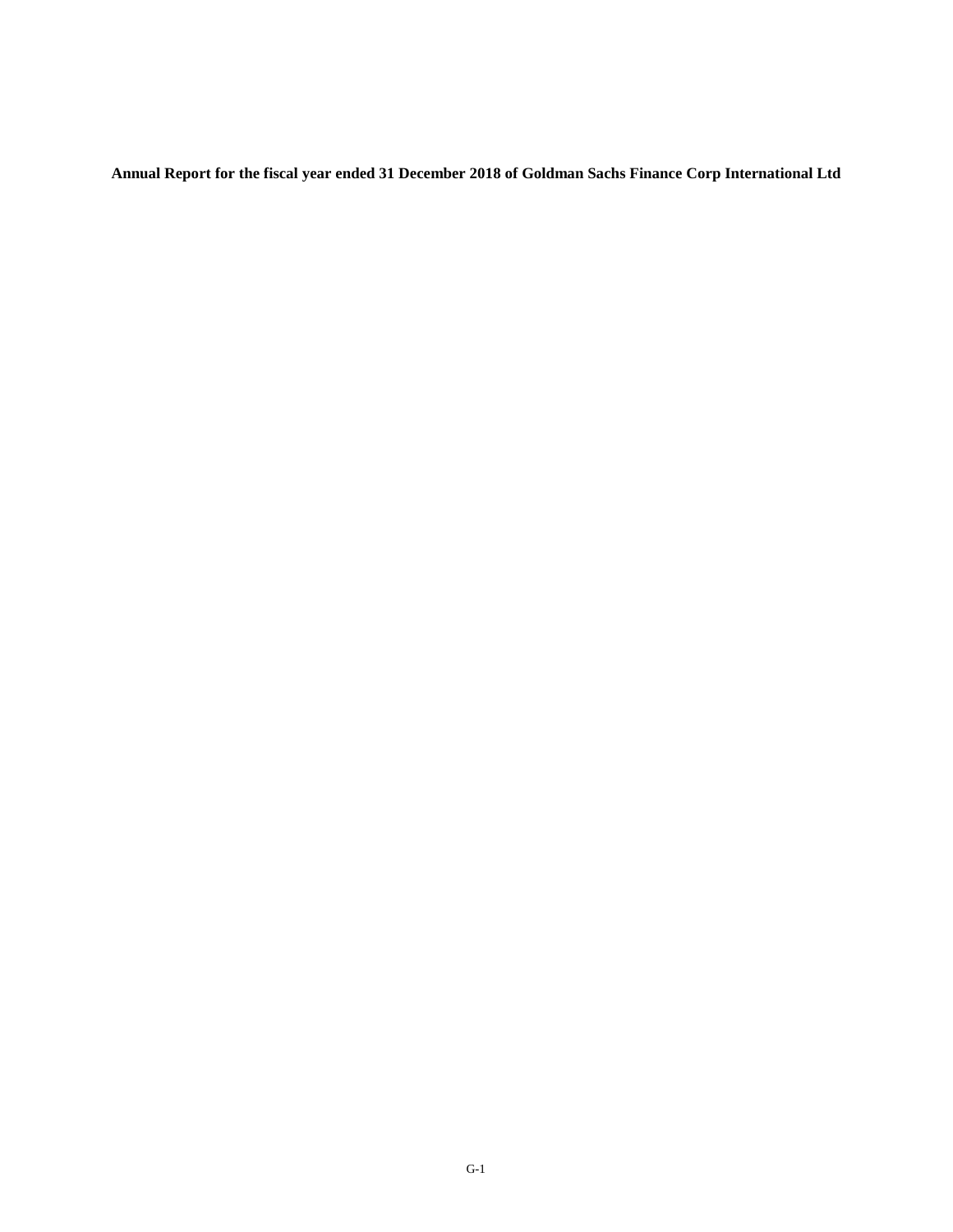**Annual Report for the fiscal year ended 31 December 2018 of Goldman Sachs Finance Corp International Ltd**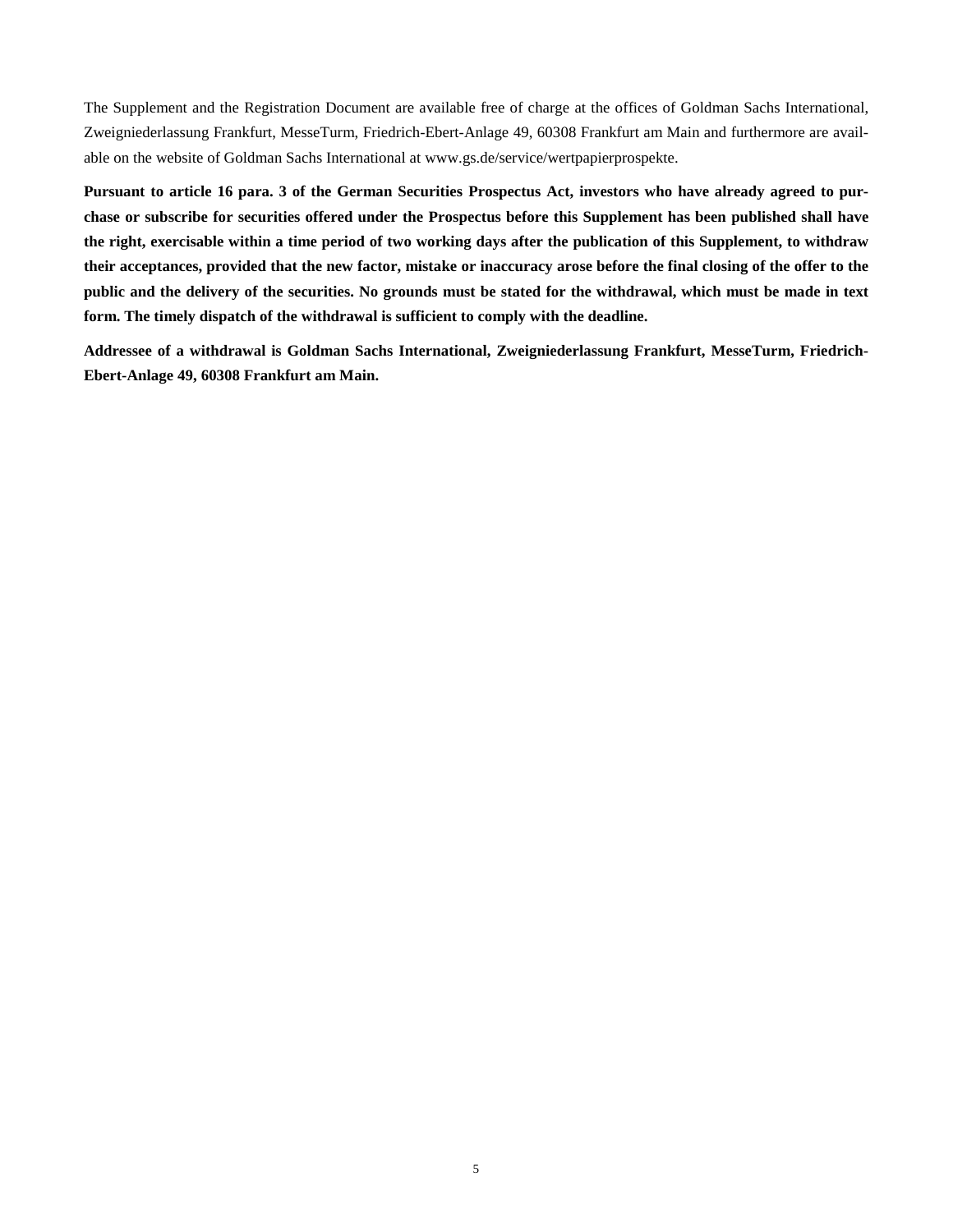The Supplement and the Registration Document are available free of charge at the offices of Goldman Sachs International, Zweigniederlassung Frankfurt, MesseTurm, Friedrich-Ebert-Anlage 49, 60308 Frankfurt am Main and furthermore are available on the website of Goldman Sachs International at www.gs.de/service/wertpapierprospekte.

**Pursuant to article 16 para. 3 of the German Securities Prospectus Act, investors who have already agreed to purchase or subscribe for securities offered under the Prospectus before this Supplement has been published shall have the right, exercisable within a time period of two working days after the publication of this Supplement, to withdraw their acceptances, provided that the new factor, mistake or inaccuracy arose before the final closing of the offer to the public and the delivery of the securities. No grounds must be stated for the withdrawal, which must be made in text form. The timely dispatch of the withdrawal is sufficient to comply with the deadline.**

**Addressee of a withdrawal is Goldman Sachs International, Zweigniederlassung Frankfurt, MesseTurm, Friedrich-Ebert-Anlage 49, 60308 Frankfurt am Main.**